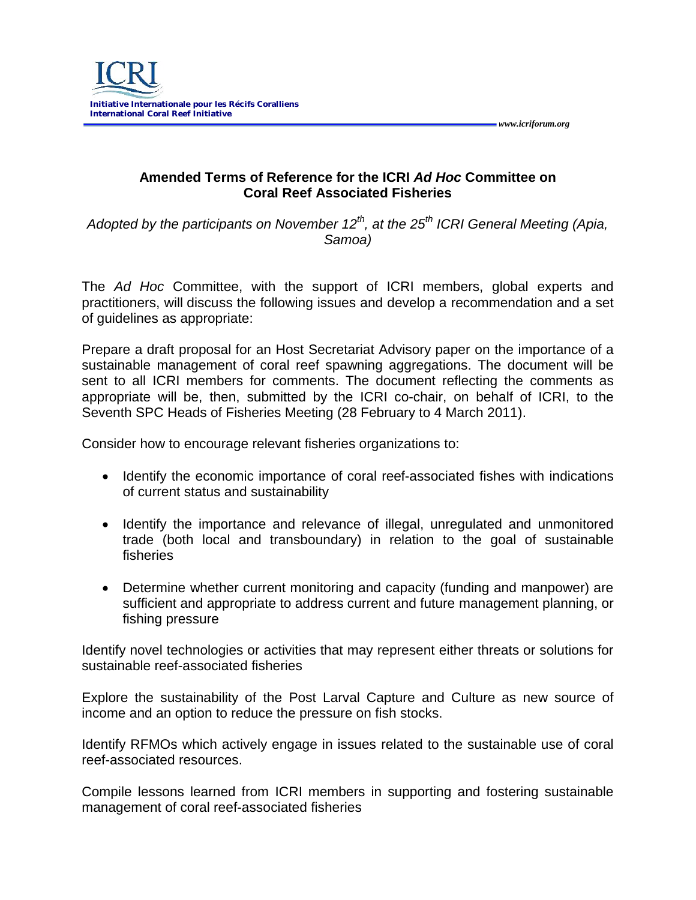**Initiative Internationale pour les Récifs Coralliens**
**International Coral Reef Initiative**

*www.icriforum.org*

# Amended Terms of Reference for the ICRI *Ad Hoc* Committee on Coral Reef Associated Fisheries

*Adopted by the participants on November 12th, at the 25th ICRI General Meeting (Apia, Samoa)*

The *Ad Hoc* Committee, with the support of ICRI members, global experts and practitioners, will discuss the following issues and develop a recommendation and a set of guidelines as appropriate:

Prepare a draft proposal for an Host Secretariat Advisory paper on the importance of a sustainable management of coral reef spawning aggregations. The document will be sent to all ICRI members for comments. The document reflecting the comments as appropriate will be, then, submitted by the ICRI co-chair, on behalf of ICRI, to the Seventh SPC Heads of Fisheries Meeting (28 February to 4 March 2011).

Consider how to encourage relevant fisheries organizations to:

- Identify the economic importance of coral reef-associated fishes with indications of current status and sustainability
- Identify the importance and relevance of illegal, unregulated and unmonitored trade (both local and transboundary) in relation to the goal of sustainable fisheries
- Determine whether current monitoring and capacity (funding and manpower) are sufficient and appropriate to address current and future management planning, or fishing pressure

Identify novel technologies or activities that may represent either threats or solutions for sustainable reef-associated fisheries

Explore the sustainability of the Post Larval Capture and Culture as new source of income and an option to reduce the pressure on fish stocks.

Identify RFMOs which actively engage in issues related to the sustainable use of coral reef-associated resources.

Compile lessons learned from ICRI members in supporting and fostering sustainable management of coral reef-associated fisheries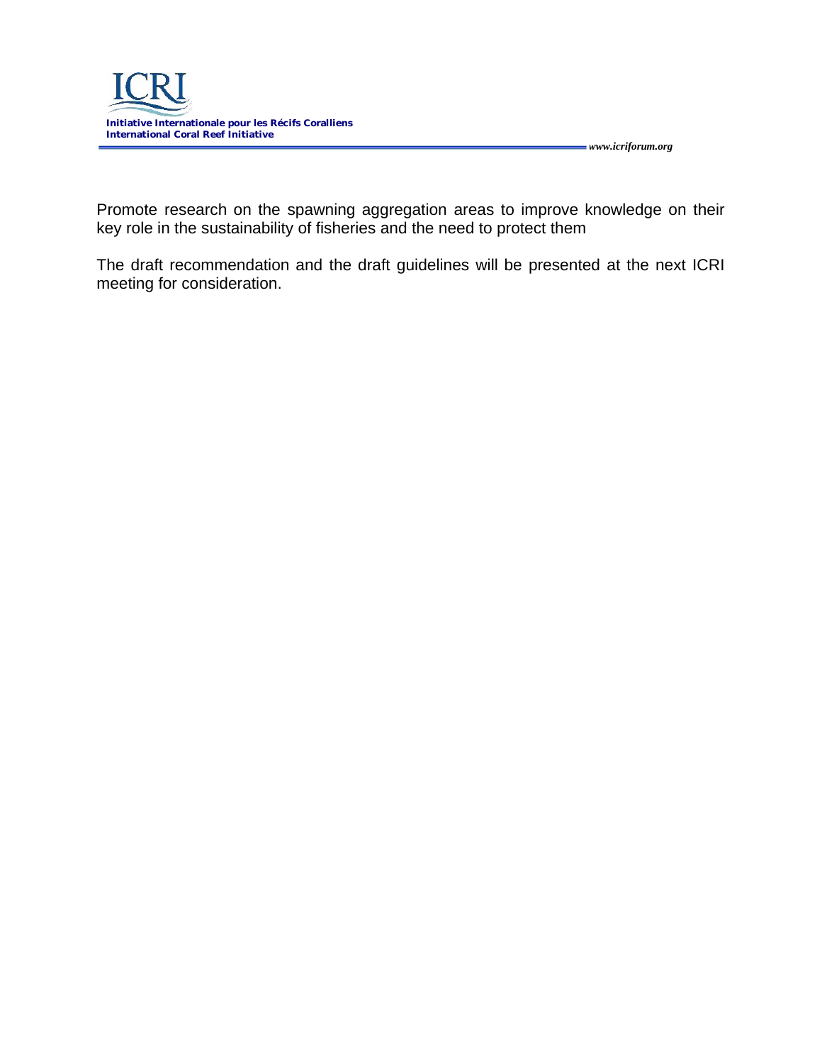Promote research on the spawning aggregation areas to improve knowledge on their key role in the sustainability of fisheries and the need to protect them

The draft recommendation and the draft guidelines will be presented at the next ICRI meeting for consideration.